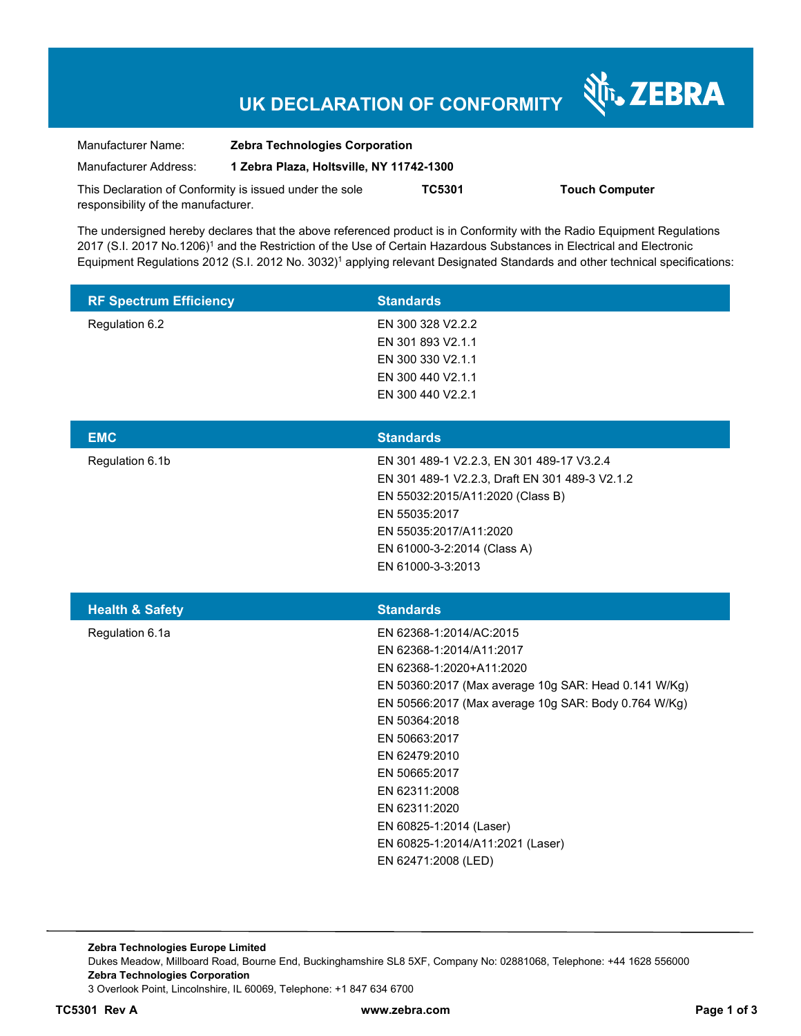# UK DECLARATION OF CONFORMITY

ZEBRA

Manufacturer Name: **Zebra Technologies Corporation**

Manufacturer Address: **1 Zebra Plaza, Holtsville, NY 11742-1300**

This Declaration of Conformity is issued under the sole responsibility of the manufacturer. **TC5301** **Touch Computer**

The undersigned hereby declares that the above referenced product is in Conformity with the Radio Equipment Regulations 2017 (S.I. 2017 No.1206)[1] and the Restriction of the Use of Certain Hazardous Substances in Electrical and Electronic Equipment Regulations 2012 (S.I. 2012 No. 3032)[1] applying relevant Designated Standards and other technical specifications:

| RF Spectrum Efficiency | Standards |
|---|---|
| Regulation 6.2 | EN 300 328 V2.2.2<br>EN 301 893 V2.1.1<br>EN 300 330 V2.1.1<br>EN 300 440 V2.1.1<br>EN 300 440 V2.2.1 |

| EMC | Standards |
|---|---|
| Regulation 6.1b | EN 301 489-1 V2.2.3, EN 301 489-17 V3.2.4<br>EN 301 489-1 V2.2.3, Draft EN 301 489-3 V2.1.2<br>EN 55032:2015/A11:2020 (Class B)<br>EN 55035:2017<br>EN 55035:2017/A11:2020<br>EN 61000-3-2:2014 (Class A)<br>EN 61000-3-3:2013 |

| Health & Safety | Standards |
|---|---|
| Regulation 6.1a | EN 62368-1:2014/AC:2015<br>EN 62368-1:2014/A11:2017<br>EN 62368-1:2020+A11:2020<br>EN 50360:2017 (Max average 10g SAR: Head 0.141 W/Kg)<br>EN 50566:2017 (Max average 10g SAR: Body 0.764 W/Kg)<br>EN 50364:2018<br>EN 50663:2017<br>EN 62479:2010<br>EN 50665:2017<br>EN 62311:2008<br>EN 62311:2020<br>EN 60825-1:2014 (Laser)<br>EN 60825-1:2014/A11:2021 (Laser)<br>EN 62471:2008 (LED) |

**Zebra Technologies Europe Limited**
Dukes Meadow, Millboard Road, Bourne End, Buckinghamshire SL8 5XF, Company No: 02881068, Telephone: +44 1628 556000
**Zebra Technologies Corporation**
3 Overlook Point, Lincolnshire, IL 60069, Telephone: +1 847 634 6700

**TC5301 Rev A** **www.zebra.com**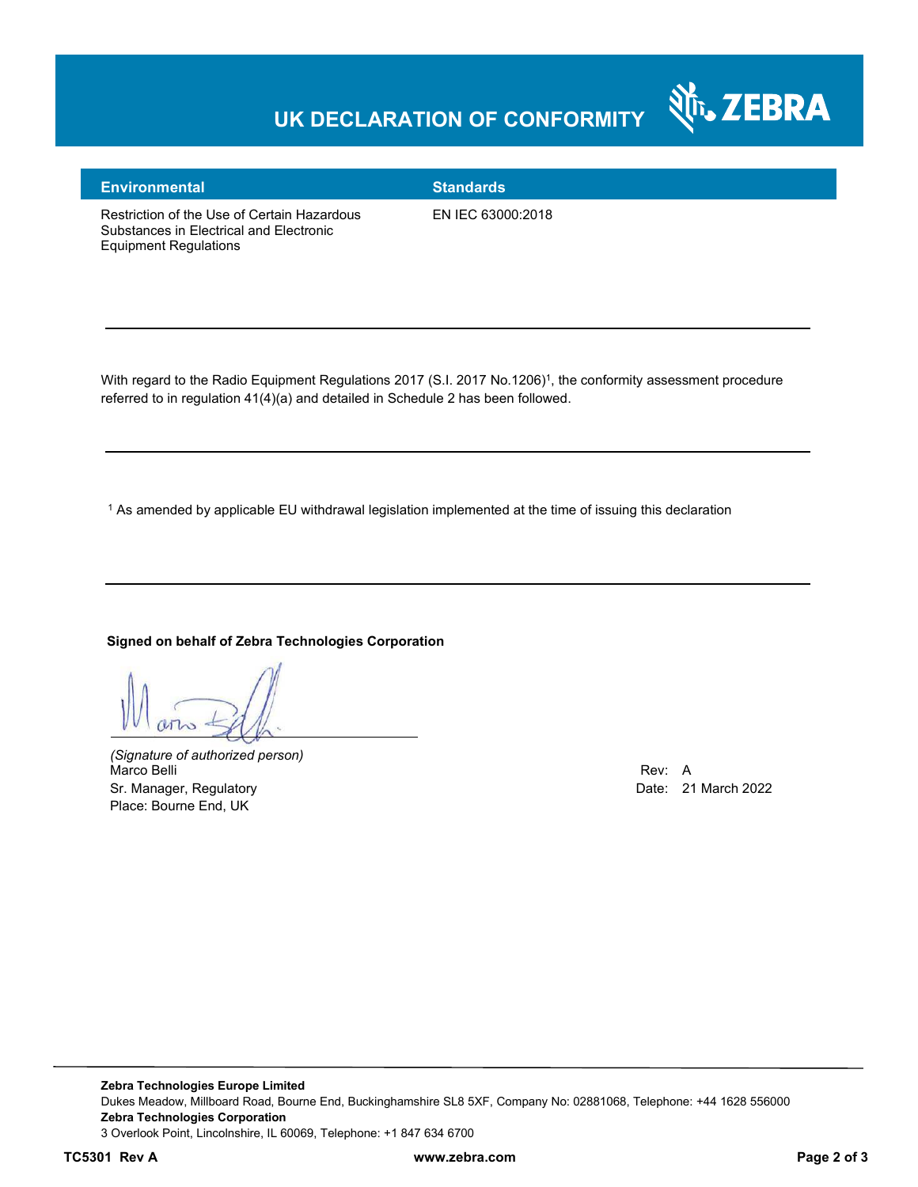# UK DECLARATION OF CONFORMITY

| Environmental | Standards |
| --- | --- |
| Restriction of the Use of Certain Hazardous Substances in Electrical and Electronic Equipment Regulations | EN IEC 63000:2018 |

With regard to the Radio Equipment Regulations 2017 (S.I. 2017 No.1206)[1], the conformity assessment procedure referred to in regulation 41(4)(a) and detailed in Schedule 2 has been followed.

[1] As amended by applicable EU withdrawal legislation implemented at the time of issuing this declaration

**Signed on behalf of Zebra Technologies Corporation**

*(Signature of authorized person)*
Marco Belli
Sr. Manager, Regulatory
Place: Bourne End, UK

Rev: A
Date: 21 March 2022

**Zebra Technologies Europe Limited**
Dukes Meadow, Millboard Road, Bourne End, Buckinghamshire SL8 5XF, Company No: 02881068, Telephone: +44 1628 556000
**Zebra Technologies Corporation**
3 Overlook Point, Lincolnshire, IL 60069, Telephone: +1 847 634 6700

**TC5301 Rev A** **www.zebra.com**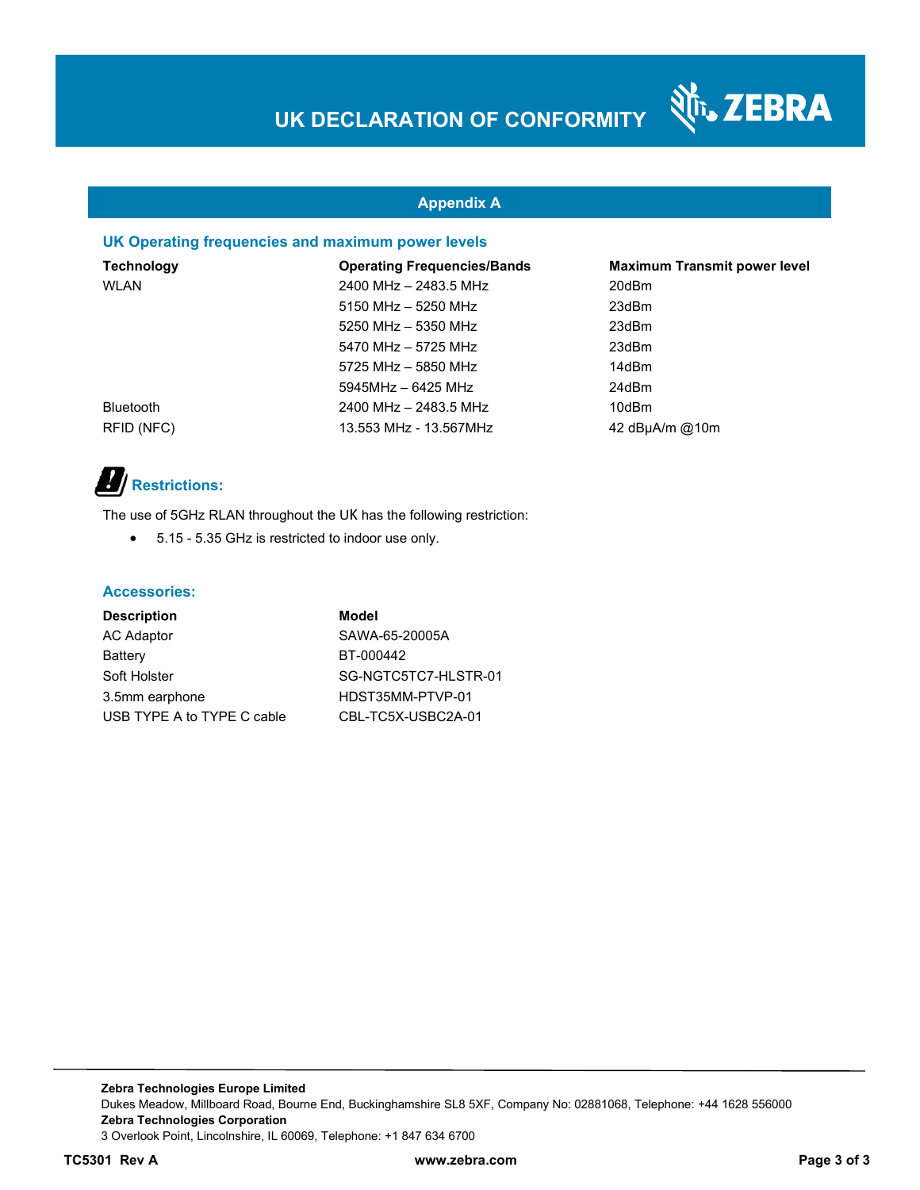# UK DECLARATION OF CONFORMITY

## Appendix A

### UK Operating frequencies and maximum power levels

| Technology | Operating Frequencies/Bands | Maximum Transmit power level |
|---|---|---|
| WLAN | 2400 MHz – 2483.5 MHz | 20dBm |
| | 5150 MHz – 5250 MHz | 23dBm |
| | 5250 MHz – 5350 MHz | 23dBm |
| | 5470 MHz – 5725 MHz | 23dBm |
| | 5725 MHz – 5850 MHz | 14dBm |
| | 5945MHz – 6425 MHz | 24dBm |
| Bluetooth | 2400 MHz – 2483.5 MHz | 10dBm |
| RFID (NFC) | 13.553 MHz - 13.567MHz | 42 dBµA/m @10m |

### Restrictions:

The use of 5GHz RLAN throughout the UK has the following restriction:

- 5.15 - 5.35 GHz is restricted to indoor use only.

### Accessories:

| Description | Model |
|---|---|
| AC Adaptor | SAWA-65-20005A |
| Battery | BT-000442 |
| Soft Holster | SG-NGTC5TC7-HLSTR-01 |
| 3.5mm earphone | HDST35MM-PTVP-01 |
| USB TYPE A to TYPE C cable | CBL-TC5X-USBC2A-01 |

**Zebra Technologies Europe Limited**
Dukes Meadow, Millboard Road, Bourne End, Buckinghamshire SL8 5XF, Company No: 02881068, Telephone: +44 1628 556000
**Zebra Technologies Corporation**
3 Overlook Point, Lincolnshire, IL 60069, Telephone: +1 847 634 6700

**TC5301 Rev A** **www.zebra.com**